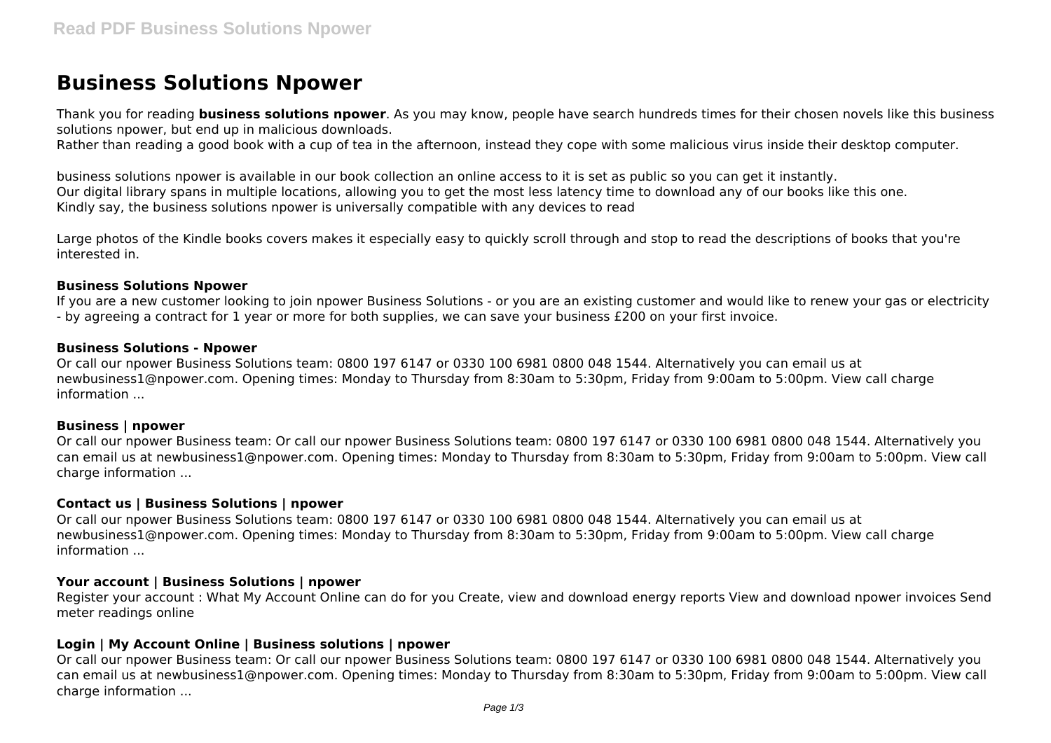# Business Solutions Npower

Thank you for reading **business solutions npower**. As you may know, people have search hundreds times for their chosen novels like this business solutions npower, but end up in malicious downloads.
Rather than reading a good book with a cup of tea in the afternoon, instead they cope with some malicious virus inside their desktop computer.

business solutions npower is available in our book collection an online access to it is set as public so you can get it instantly.
Our digital library spans in multiple locations, allowing you to get the most less latency time to download any of our books like this one.
Kindly say, the business solutions npower is universally compatible with any devices to read

Large photos of the Kindle books covers makes it especially easy to quickly scroll through and stop to read the descriptions of books that you're interested in.

### Business Solutions Npower

If you are a new customer looking to join npower Business Solutions - or you are an existing customer and would like to renew your gas or electricity - by agreeing a contract for 1 year or more for both supplies, we can save your business £200 on your first invoice.

### Business Solutions - Npower

Or call our npower Business Solutions team: 0800 197 6147 or 0330 100 6981 0800 048 1544. Alternatively you can email us at newbusiness1@npower.com. Opening times: Monday to Thursday from 8:30am to 5:30pm, Friday from 9:00am to 5:00pm. View call charge information ...

### Business | npower

Or call our npower Business team: Or call our npower Business Solutions team: 0800 197 6147 or 0330 100 6981 0800 048 1544. Alternatively you can email us at newbusiness1@npower.com. Opening times: Monday to Thursday from 8:30am to 5:30pm, Friday from 9:00am to 5:00pm. View call charge information ...

### Contact us | Business Solutions | npower

Or call our npower Business Solutions team: 0800 197 6147 or 0330 100 6981 0800 048 1544. Alternatively you can email us at newbusiness1@npower.com. Opening times: Monday to Thursday from 8:30am to 5:30pm, Friday from 9:00am to 5:00pm. View call charge information ...

### Your account | Business Solutions | npower

Register your account : What My Account Online can do for you Create, view and download energy reports View and download npower invoices Send meter readings online

### Login | My Account Online | Business solutions | npower

Or call our npower Business team: Or call our npower Business Solutions team: 0800 197 6147 or 0330 100 6981 0800 048 1544. Alternatively you can email us at newbusiness1@npower.com. Opening times: Monday to Thursday from 8:30am to 5:30pm, Friday from 9:00am to 5:00pm. View call charge information ...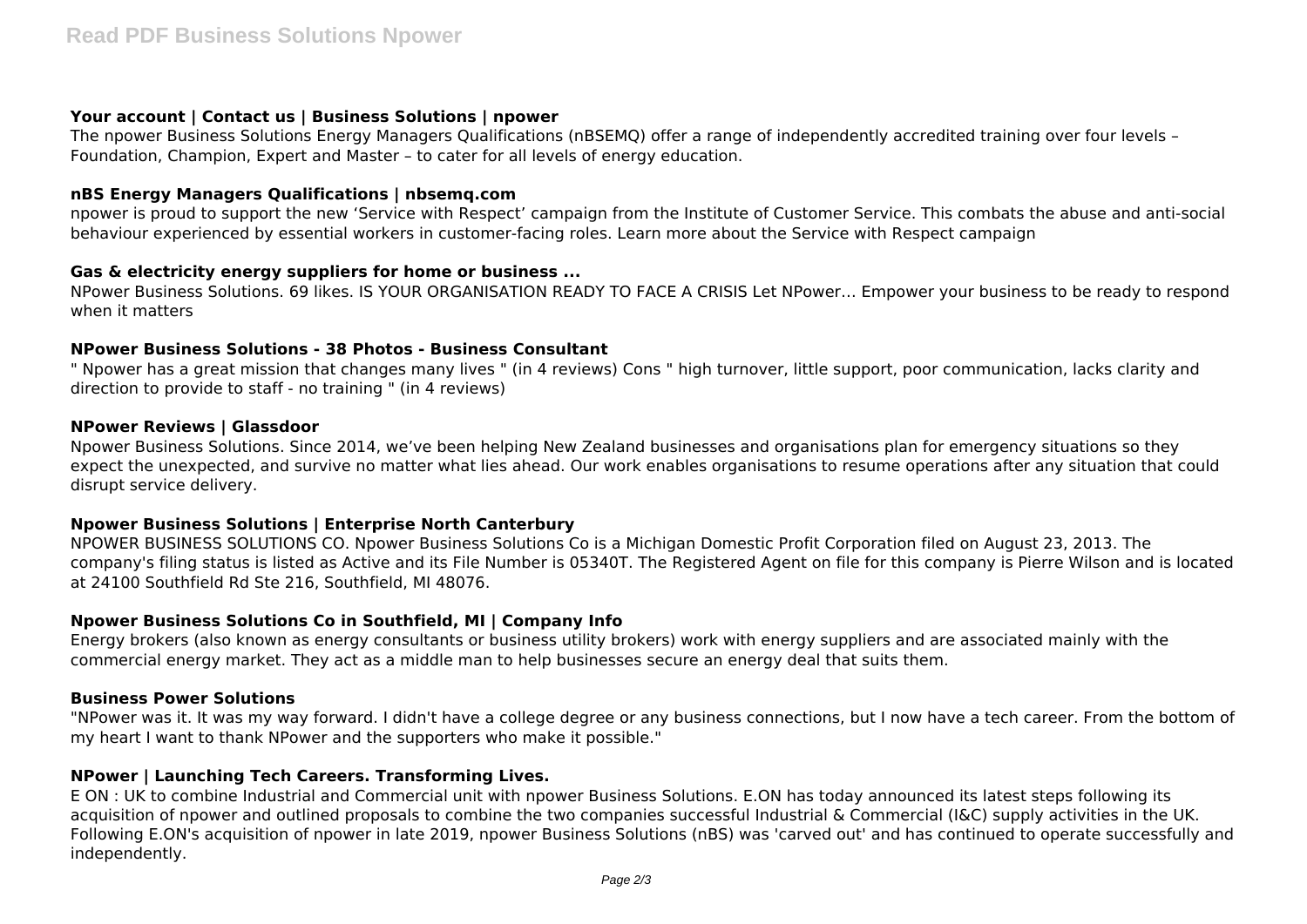### Your account | Contact us | Business Solutions | npower

The npower Business Solutions Energy Managers Qualifications (nBSEMQ) offer a range of independently accredited training over four levels – Foundation, Champion, Expert and Master – to cater for all levels of energy education.

### nBS Energy Managers Qualifications | nbsemq.com

npower is proud to support the new 'Service with Respect' campaign from the Institute of Customer Service. This combats the abuse and anti-social behaviour experienced by essential workers in customer-facing roles. Learn more about the Service with Respect campaign

### Gas & electricity energy suppliers for home or business ...

NPower Business Solutions. 69 likes. IS YOUR ORGANISATION READY TO FACE A CRISIS Let NPower… Empower your business to be ready to respond when it matters

### NPower Business Solutions - 38 Photos - Business Consultant

" Npower has a great mission that changes many lives " (in 4 reviews) Cons " high turnover, little support, poor communication, lacks clarity and direction to provide to staff - no training " (in 4 reviews)

### NPower Reviews | Glassdoor

Npower Business Solutions. Since 2014, we've been helping New Zealand businesses and organisations plan for emergency situations so they expect the unexpected, and survive no matter what lies ahead. Our work enables organisations to resume operations after any situation that could disrupt service delivery.

### Npower Business Solutions | Enterprise North Canterbury

NPOWER BUSINESS SOLUTIONS CO. Npower Business Solutions Co is a Michigan Domestic Profit Corporation filed on August 23, 2013. The company's filing status is listed as Active and its File Number is 05340T. The Registered Agent on file for this company is Pierre Wilson and is located at 24100 Southfield Rd Ste 216, Southfield, MI 48076.

### Npower Business Solutions Co in Southfield, MI | Company Info

Energy brokers (also known as energy consultants or business utility brokers) work with energy suppliers and are associated mainly with the commercial energy market. They act as a middle man to help businesses secure an energy deal that suits them.

### Business Power Solutions

"NPower was it. It was my way forward. I didn't have a college degree or any business connections, but I now have a tech career. From the bottom of my heart I want to thank NPower and the supporters who make it possible."

### NPower | Launching Tech Careers. Transforming Lives.

E ON : UK to combine Industrial and Commercial unit with npower Business Solutions. E.ON has today announced its latest steps following its acquisition of npower and outlined proposals to combine the two companies successful Industrial & Commercial (I&C) supply activities in the UK. Following E.ON's acquisition of npower in late 2019, npower Business Solutions (nBS) was 'carved out' and has continued to operate successfully and independently.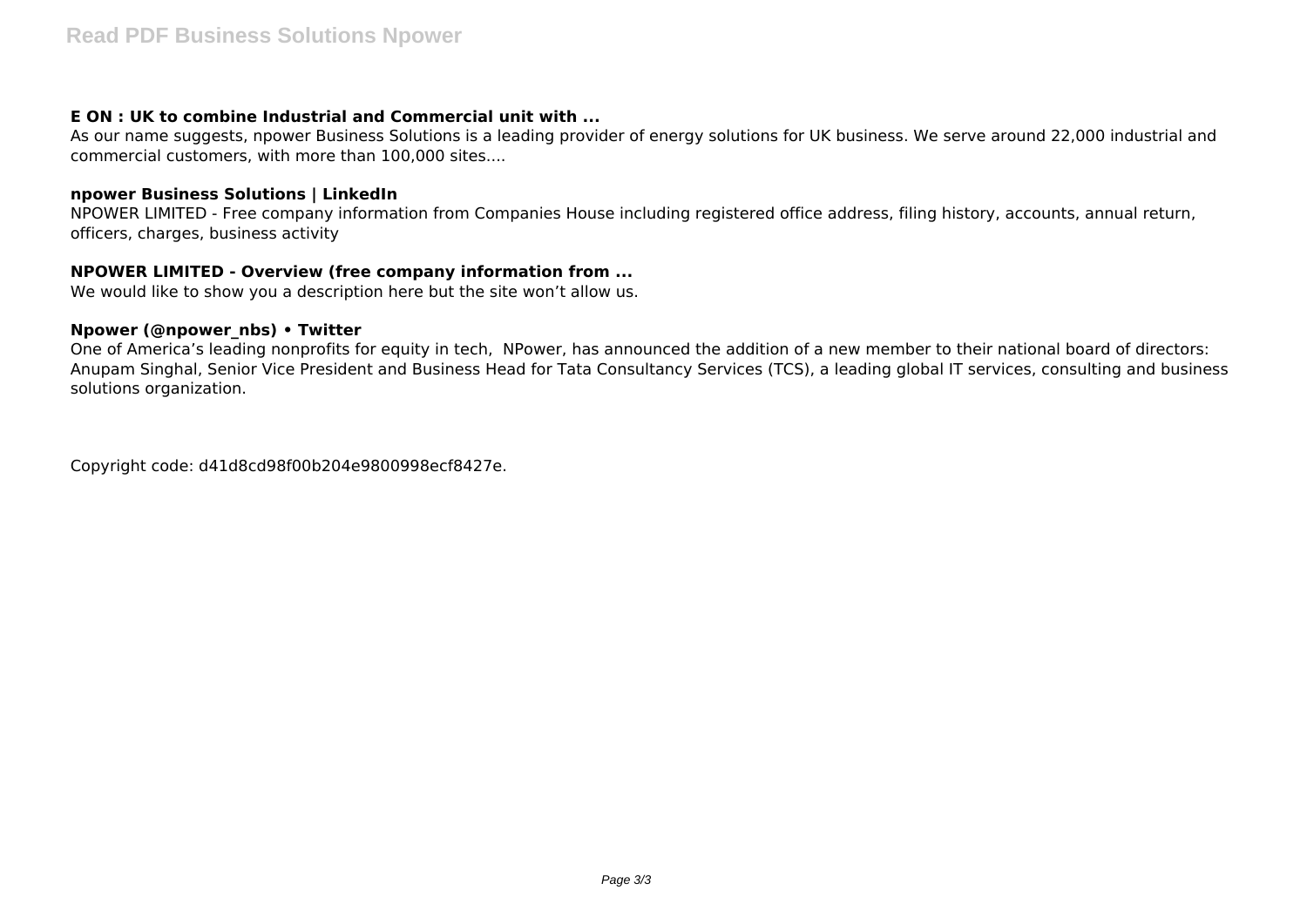**E ON : UK to combine Industrial and Commercial unit with ...**

As our name suggests, npower Business Solutions is a leading provider of energy solutions for UK business. We serve around 22,000 industrial and commercial customers, with more than 100,000 sites....

**npower Business Solutions | LinkedIn**

NPOWER LIMITED - Free company information from Companies House including registered office address, filing history, accounts, annual return, officers, charges, business activity

**NPOWER LIMITED - Overview (free company information from ...**

We would like to show you a description here but the site won’t allow us.

**Npower (@npower_nbs) • Twitter**

One of America’s leading nonprofits for equity in tech, NPower, has announced the addition of a new member to their national board of directors: Anupam Singhal, Senior Vice President and Business Head for Tata Consultancy Services (TCS), a leading global IT services, consulting and business solutions organization.

Copyright code: d41d8cd98f00b204e9800998ecf8427e.